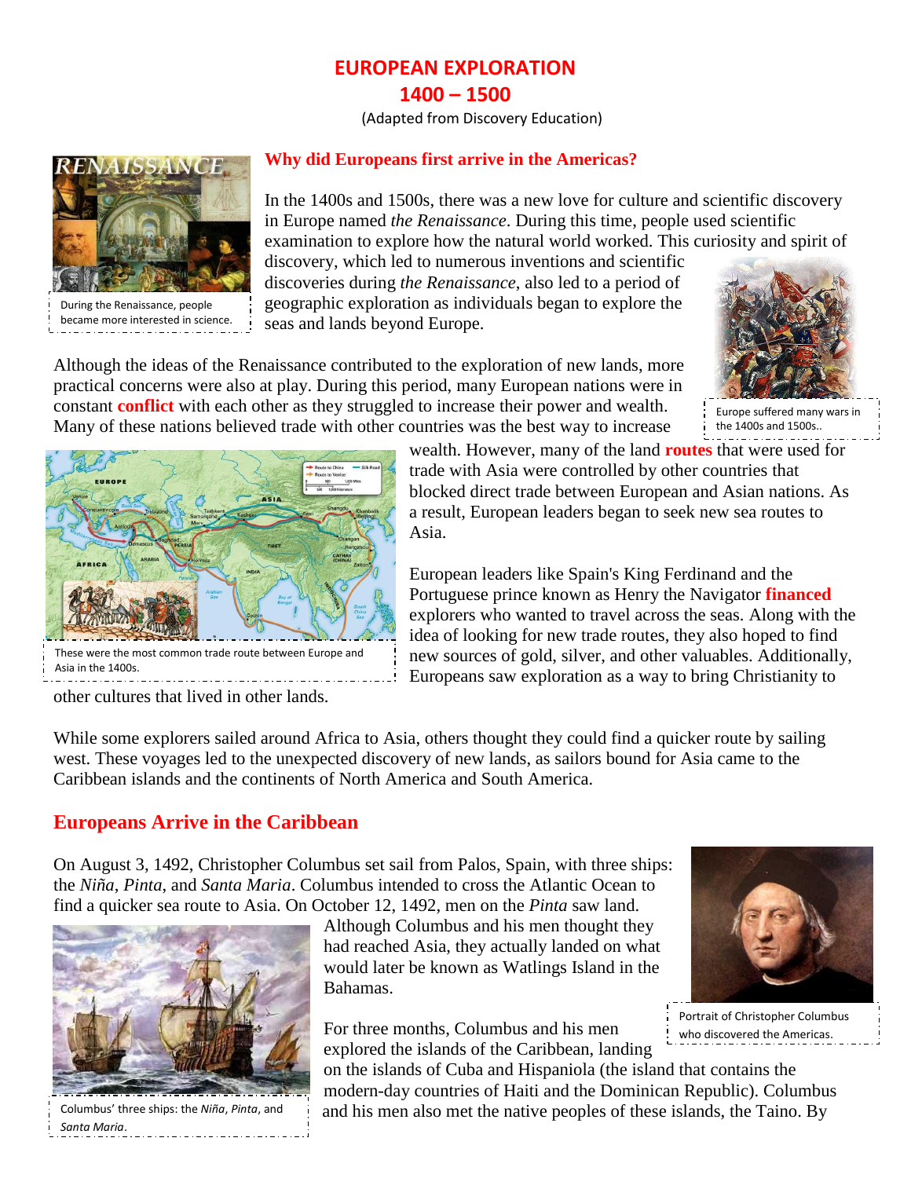# EUROPEAN EXPLORATION
# 1400 – 1500

(Adapted from Discovery Education)

## Why did Europeans first arrive in the Americas?

During the Renaissance, people became more interested in science.

In the 1400s and 1500s, there was a new love for culture and scientific discovery in Europe named *the Renaissance*. During this time, people used scientific examination to explore how the natural world worked. This curiosity and spirit of discovery, which led to numerous inventions and scientific discoveries during *the Renaissance*, also led to a period of geographic exploration as individuals began to explore the seas and lands beyond Europe.

Although the ideas of the Renaissance contributed to the exploration of new lands, more practical concerns were also at play. During this period, many European nations were in constant **conflict** with each other as they struggled to increase their power and wealth. Many of these nations believed trade with other countries was the best way to increase wealth. However, many of the land **routes** that were used for trade with Asia were controlled by other countries that blocked direct trade between European and Asian nations. As a result, European leaders began to seek new sea routes to Asia.

Europe suffered many wars in the 1400s and 1500s..

These were the most common trade route between Europe and Asia in the 1400s.

European leaders like Spain's King Ferdinand and the Portuguese prince known as Henry the Navigator **financed** explorers who wanted to travel across the seas. Along with the idea of looking for new trade routes, they also hoped to find new sources of gold, silver, and other valuables. Additionally, Europeans saw exploration as a way to bring Christianity to other cultures that lived in other lands.

While some explorers sailed around Africa to Asia, others thought they could find a quicker route by sailing west. These voyages led to the unexpected discovery of new lands, as sailors bound for Asia came to the Caribbean islands and the continents of North America and South America.

## Europeans Arrive in the Caribbean

On August 3, 1492, Christopher Columbus set sail from Palos, Spain, with three ships: the *Niña*, *Pinta*, and *Santa Maria*. Columbus intended to cross the Atlantic Ocean to find a quicker sea route to Asia. On October 12, 1492, men on the *Pinta* saw land. Although Columbus and his men thought they had reached Asia, they actually landed on what would later be known as Watlings Island in the Bahamas.

Columbus' three ships: the *Niña*, *Pinta*, and *Santa Maria*.

Portrait of Christopher Columbus who discovered the Americas.

For three months, Columbus and his men explored the islands of the Caribbean, landing on the islands of Cuba and Hispaniola (the island that contains the modern-day countries of Haiti and the Dominican Republic). Columbus and his men also met the native peoples of these islands, the Taino. By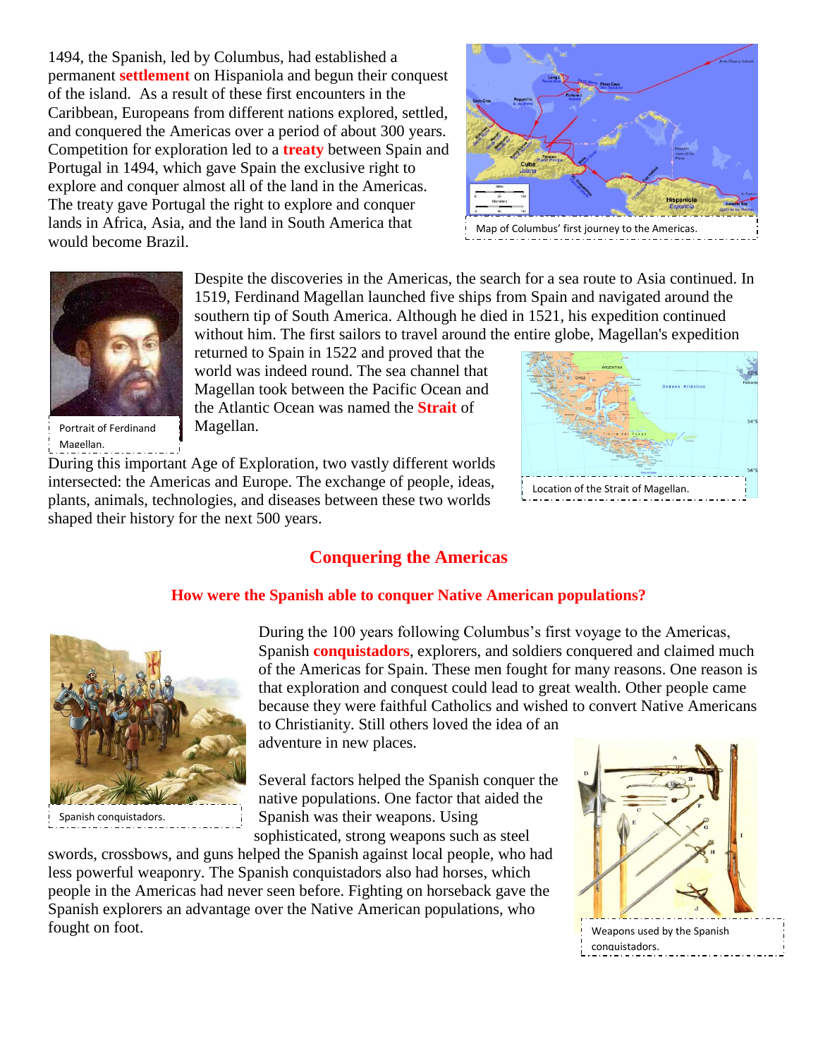1494, the Spanish, led by Columbus, had established a permanent **settlement** on Hispaniola and begun their conquest of the island. As a result of these first encounters in the Caribbean, Europeans from different nations explored, settled, and conquered the Americas over a period of about 300 years. Competition for exploration led to a **treaty** between Spain and Portugal in 1494, which gave Spain the exclusive right to explore and conquer almost all of the land in the Americas. The treaty gave Portugal the right to explore and conquer lands in Africa, Asia, and the land in South America that would become Brazil.

Map of Columbus' first journey to the Americas.

Despite the discoveries in the Americas, the search for a sea route to Asia continued. In 1519, Ferdinand Magellan launched five ships from Spain and navigated around the southern tip of South America. Although he died in 1521, his expedition continued without him. The first sailors to travel around the entire globe, Magellan's expedition returned to Spain in 1522 and proved that the world was indeed round. The sea channel that Magellan took between the Pacific Ocean and the Atlantic Ocean was named the **Strait** of Magellan.

Portrait of Ferdinand Magellan.

Location of the Strait of Magellan.

During this important Age of Exploration, two vastly different worlds intersected: the Americas and Europe. The exchange of people, ideas, plants, animals, technologies, and diseases between these two worlds shaped their history for the next 500 years.

## Conquering the Americas

### How were the Spanish able to conquer Native American populations?

During the 100 years following Columbus's first voyage to the Americas, Spanish **conquistadors**, explorers, and soldiers conquered and claimed much of the Americas for Spain. These men fought for many reasons. One reason is that exploration and conquest could lead to great wealth. Other people came because they were faithful Catholics and wished to convert Native Americans to Christianity. Still others loved the idea of an adventure in new places.

Spanish conquistadors.

Several factors helped the Spanish conquer the native populations. One factor that aided the Spanish was their weapons. Using sophisticated, strong weapons such as steel swords, crossbows, and guns helped the Spanish against local people, who had less powerful weaponry. The Spanish conquistadors also had horses, which people in the Americas had never seen before. Fighting on horseback gave the Spanish explorers an advantage over the Native American populations, who fought on foot.

Weapons used by the Spanish conquistadors.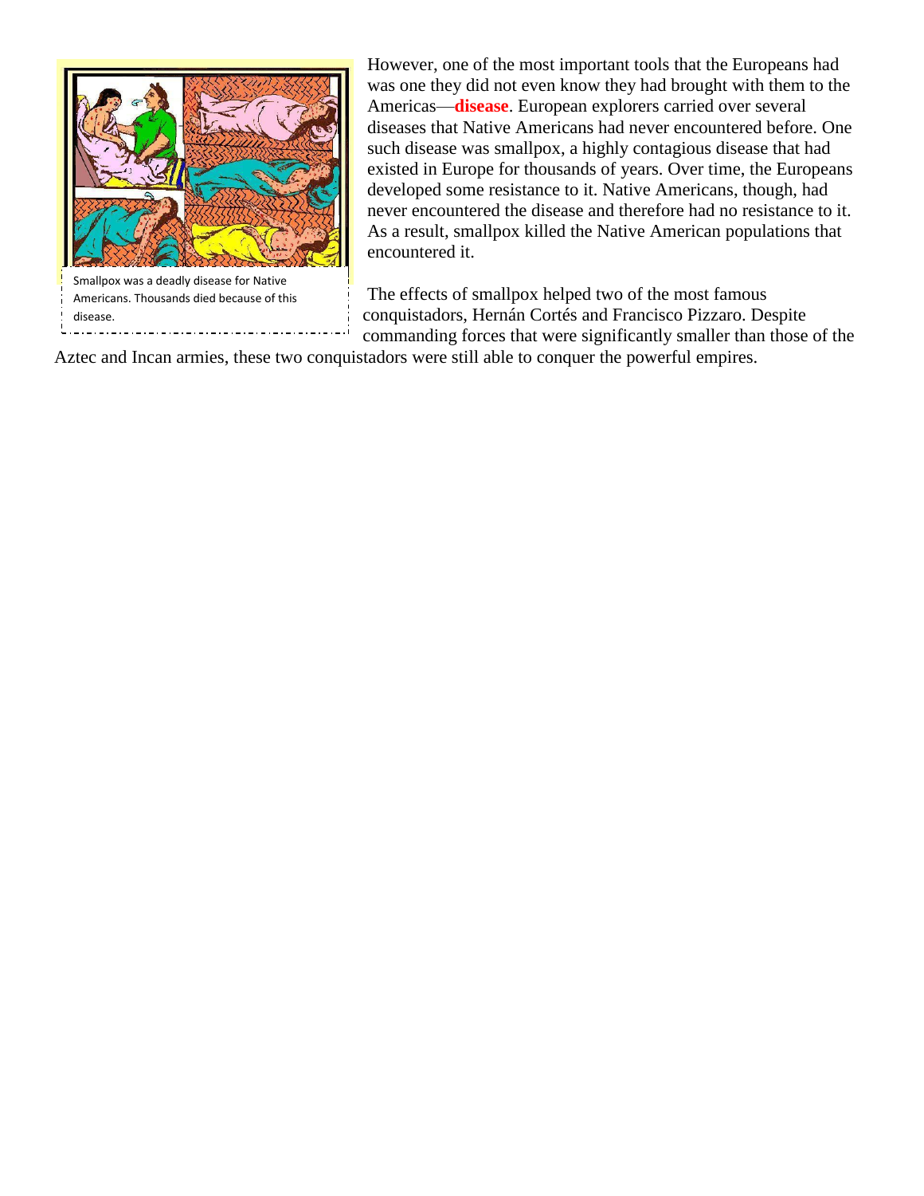Smallpox was a deadly disease for Native Americans. Thousands died because of this disease.

However, one of the most important tools that the Europeans had was one they did not even know they had brought with them to the Americas—**disease**. European explorers carried over several diseases that Native Americans had never encountered before. One such disease was smallpox, a highly contagious disease that had existed in Europe for thousands of years. Over time, the Europeans developed some resistance to it. Native Americans, though, had never encountered the disease and therefore had no resistance to it. As a result, smallpox killed the Native American populations that encountered it.

The effects of smallpox helped two of the most famous conquistadors, Hernán Cortés and Francisco Pizzaro. Despite commanding forces that were significantly smaller than those of the Aztec and Incan armies, these two conquistadors were still able to conquer the powerful empires.